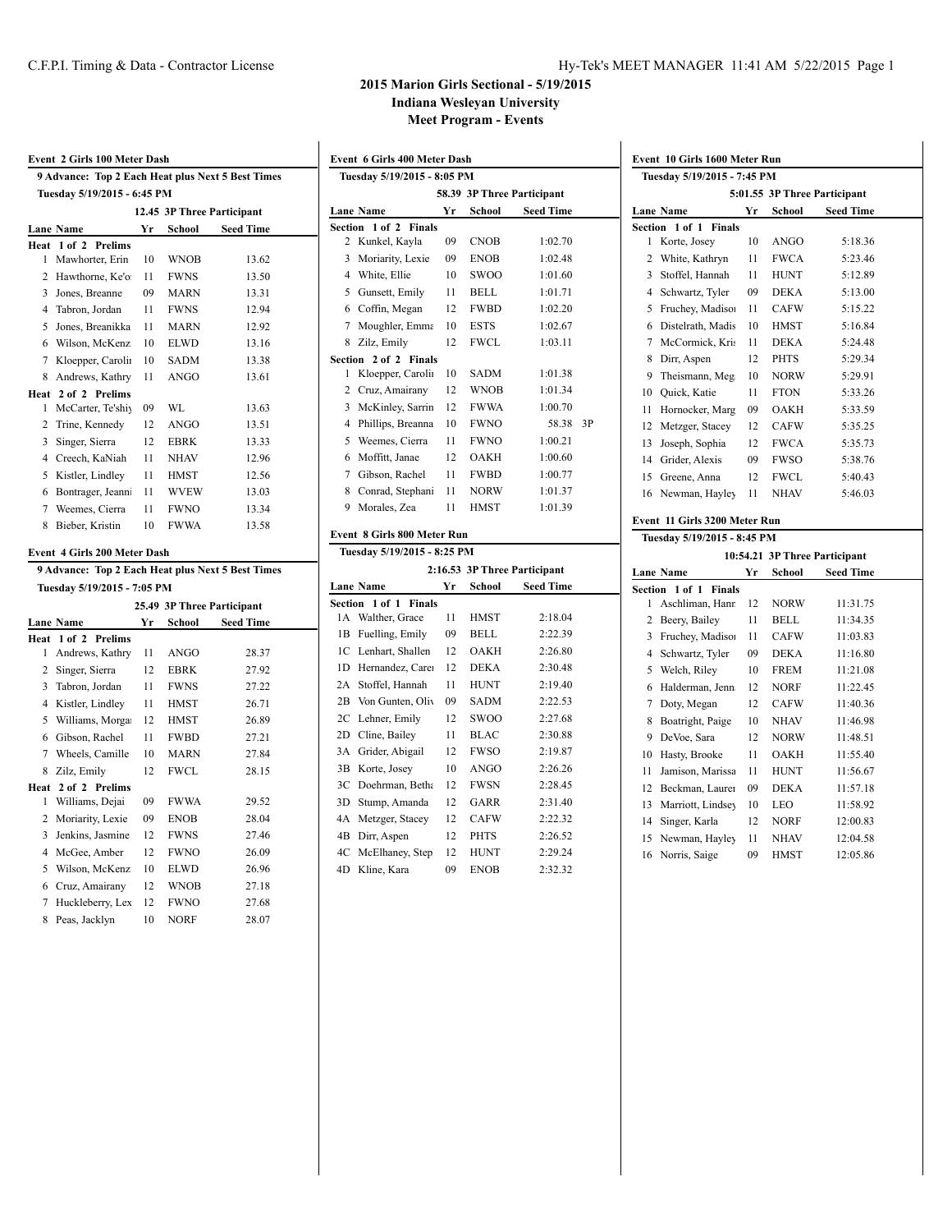# 2015 Marion Girls Sectional - 5/19/2015
## Indiana Wesleyan University
## Meet Program - Events

### Event 2 Girls 100 Meter Dash

**9 Advance: Top 2 Each Heat plus Next 5 Best Times**

**Tuesday 5/19/2015 - 6:45 PM**

**12.45 3P Three Participant**

| Lane | Name | Yr | School | Seed Time |
|---|---|---|---|---|
| **Heat 1 of 2 Prelims** | | | | |
| 1 | Mawhorter, Erin | 10 | WNOB | 13.62 |
| 2 | Hawthorne, Ke'o: | 11 | FWNS | 13.50 |
| 3 | Jones, Breanne | 09 | MARN | 13.31 |
| 4 | Tabron, Jordan | 11 | FWNS | 12.94 |
| 5 | Jones, Breanikka | 11 | MARN | 12.92 |
| 6 | Wilson, McKenz | 10 | ELWD | 13.16 |
| 7 | Kloepper, Caroli | 10 | SADM | 13.38 |
| 8 | Andrews, Kathry | 11 | ANGO | 13.61 |
| **Heat 2 of 2 Prelims** | | | | |
| 1 | McCarter, Te'shiy | 09 | WL | 13.63 |
| 2 | Trine, Kennedy | 12 | ANGO | 13.51 |
| 3 | Singer, Sierra | 12 | EBRK | 13.33 |
| 4 | Creech, KaNiah | 11 | NHAV | 12.96 |
| 5 | Kistler, Lindley | 11 | HMST | 12.56 |
| 6 | Bontrager, Jeanni | 11 | WVEW | 13.03 |
| 7 | Weemes, Cierra | 11 | FWNO | 13.34 |
| 8 | Bieber, Kristin | 10 | FWWA | 13.58 |

### Event 4 Girls 200 Meter Dash

**9 Advance: Top 2 Each Heat plus Next 5 Best Times**

**Tuesday 5/19/2015 - 7:05 PM**

**25.49 3P Three Participant**

| Lane | Name | Yr | School | Seed Time |
|---|---|---|---|---|
| **Heat 1 of 2 Prelims** | | | | |
| 1 | Andrews, Kathry | 11 | ANGO | 28.37 |
| 2 | Singer, Sierra | 12 | EBRK | 27.92 |
| 3 | Tabron, Jordan | 11 | FWNS | 27.22 |
| 4 | Kistler, Lindley | 11 | HMST | 26.71 |
| 5 | Williams, Morga | 12 | HMST | 26.89 |
| 6 | Gibson, Rachel | 11 | FWBD | 27.21 |
| 7 | Wheels, Camille | 10 | MARN | 27.84 |
| 8 | Zilz, Emily | 12 | FWCL | 28.15 |
| **Heat 2 of 2 Prelims** | | | | |
| 1 | Williams, Dejai | 09 | FWWA | 29.52 |
| 2 | Moriarity, Lexie | 09 | ENOB | 28.04 |
| 3 | Jenkins, Jasmine | 12 | FWNS | 27.46 |
| 4 | McGee, Amber | 12 | FWNO | 26.09 |
| 5 | Wilson, McKenz | 10 | ELWD | 26.96 |
| 6 | Cruz, Amairany | 12 | WNOB | 27.18 |
| 7 | Huckleberry, Lex | 12 | FWNO | 27.68 |
| 8 | Peas, Jacklyn | 10 | NORF | 28.07 |

### Event 6 Girls 400 Meter Dash

**Tuesday 5/19/2015 - 8:05 PM**

**58.39 3P Three Participant**

| Lane | Name | Yr | School | Seed Time | |
|---|---|---|---|---|---|
| **Section 1 of 2 Finals** | | | | | |
| 2 | Kunkel, Kayla | 09 | CNOB | 1:02.70 | |
| 3 | Moriarity, Lexie | 09 | ENOB | 1:02.48 | |
| 4 | White, Ellie | 10 | SWOO | 1:01.60 | |
| 5 | Gunsett, Emily | 11 | BELL | 1:01.71 | |
| 6 | Coffin, Megan | 12 | FWBD | 1:02.20 | |
| 7 | Moughler, Emma | 10 | ESTS | 1:02.67 | |
| 8 | Zilz, Emily | 12 | FWCL | 1:03.11 | |
| **Section 2 of 2 Finals** | | | | | |
| 1 | Kloepper, Caroli | 10 | SADM | 1:01.38 | |
| 2 | Cruz, Amairany | 12 | WNOB | 1:01.34 | |
| 3 | McKinley, Sarrin | 12 | FWWA | 1:00.70 | |
| 4 | Phillips, Breanna | 10 | FWNO | 58.38 | 3P |
| 5 | Weemes, Cierra | 11 | FWNO | 1:00.21 | |
| 6 | Moffitt, Janae | 12 | OAKH | 1:00.60 | |
| 7 | Gibson, Rachel | 11 | FWBD | 1:00.77 | |
| 8 | Conrad, Stephani | 11 | NORW | 1:01.37 | |
| 9 | Morales, Zea | 11 | HMST | 1:01.39 | |

### Event 8 Girls 800 Meter Run

**Tuesday 5/19/2015 - 8:25 PM**

**2:16.53 3P Three Participant**

| Lane | Name | Yr | School | Seed Time |
|---|---|---|---|---|
| **Section 1 of 1 Finals** | | | | |
| 1A | Walther, Grace | 11 | HMST | 2:18.04 |
| 1B | Fuelling, Emily | 09 | BELL | 2:22.39 |
| 1C | Lenhart, Shallen | 12 | OAKH | 2:26.80 |
| 1D | Hernandez, Carei | 12 | DEKA | 2:30.48 |
| 2A | Stoffel, Hannah | 11 | HUNT | 2:19.40 |
| 2B | Von Gunten, Oliv | 09 | SADM | 2:22.53 |
| 2C | Lehner, Emily | 12 | SWOO | 2:27.68 |
| 2D | Cline, Bailey | 11 | BLAC | 2:30.88 |
| 3A | Grider, Abigail | 12 | FWSO | 2:19.87 |
| 3B | Korte, Josey | 10 | ANGO | 2:26.26 |
| 3C | Doehrman, Betha | 12 | FWSN | 2:28.45 |
| 3D | Stump, Amanda | 12 | GARR | 2:31.40 |
| 4A | Metzger, Stacey | 12 | CAFW | 2:22.32 |
| 4B | Dirr, Aspen | 12 | PHTS | 2:26.52 |
| 4C | McElhaney, Step | 12 | HUNT | 2:29.24 |
| 4D | Kline, Kara | 09 | ENOB | 2:32.32 |

### Event 10 Girls 1600 Meter Run

**Tuesday 5/19/2015 - 7:45 PM**

**5:01.55 3P Three Participant**

| Lane | Name | Yr | School | Seed Time |
|---|---|---|---|---|
| **Section 1 of 1 Finals** | | | | |
| 1 | Korte, Josey | 10 | ANGO | 5:18.36 |
| 2 | White, Kathryn | 11 | FWCA | 5:23.46 |
| 3 | Stoffel, Hannah | 11 | HUNT | 5:12.89 |
| 4 | Schwartz, Tyler | 09 | DEKA | 5:13.00 |
| 5 | Fruchey, Madiso | 11 | CAFW | 5:15.22 |
| 6 | Distelrath, Madis | 10 | HMST | 5:16.84 |
| 7 | McCormick, Kris | 11 | DEKA | 5:24.48 |
| 8 | Dirr, Aspen | 12 | PHTS | 5:29.34 |
| 9 | Theismann, Meg | 10 | NORW | 5:29.91 |
| 10 | Quick, Katie | 11 | FTON | 5:33.26 |
| 11 | Hornocker, Marg | 09 | OAKH | 5:33.59 |
| 12 | Metzger, Stacey | 12 | CAFW | 5:35.25 |
| 13 | Joseph, Sophia | 12 | FWCA | 5:35.73 |
| 14 | Grider, Alexis | 09 | FWSO | 5:38.76 |
| 15 | Greene, Anna | 12 | FWCL | 5:40.43 |
| 16 | Newman, Hayley | 11 | NHAV | 5:46.03 |

### Event 11 Girls 3200 Meter Run

**Tuesday 5/19/2015 - 8:45 PM**

**10:54.21 3P Three Participant**

| Lane | Name | Yr | School | Seed Time |
|---|---|---|---|---|
| **Section 1 of 1 Finals** | | | | |
| 1 | Aschliman, Hanr | 12 | NORW | 11:31.75 |
| 2 | Beery, Bailey | 11 | BELL | 11:34.35 |
| 3 | Fruchey, Madiso | 11 | CAFW | 11:03.83 |
| 4 | Schwartz, Tyler | 09 | DEKA | 11:16.80 |
| 5 | Welch, Riley | 10 | FREM | 11:21.08 |
| 6 | Halderman, Jenn | 12 | NORF | 11:22.45 |
| 7 | Doty, Megan | 12 | CAFW | 11:40.36 |
| 8 | Boatright, Paige | 10 | NHAV | 11:46.98 |
| 9 | DeVoe, Sara | 12 | NORW | 11:48.51 |
| 10 | Hasty, Brooke | 11 | OAKH | 11:55.40 |
| 11 | Jamison, Marissa | 11 | HUNT | 11:56.67 |
| 12 | Beckman, Laurei | 09 | DEKA | 11:57.18 |
| 13 | Marriott, Lindsey | 10 | LEO | 11:58.92 |
| 14 | Singer, Karla | 12 | NORF | 12:00.83 |
| 15 | Newman, Hayley | 11 | NHAV | 12:04.58 |
| 16 | Norris, Saige | 09 | HMST | 12:05.86 |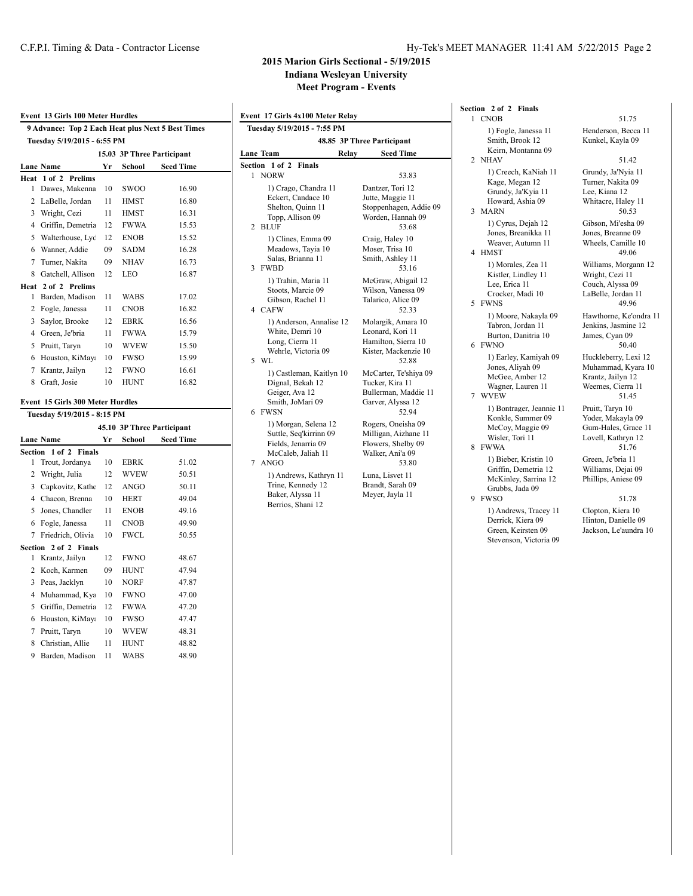## 2015 Marion Girls Sectional - 5/19/2015
### Indiana Wesleyan University
### Meet Program - Events

**Event 13 Girls 100 Meter Hurdles**

**9 Advance: Top 2 Each Heat plus Next 5 Best Times**

**Tuesday 5/19/2015 - 6:55 PM**

**15.03 3P Three Participant**

| Lane | Name | Yr | School | Seed Time |
|---|---|---|---|---|
| **Heat 1 of 2 Prelims** | | | | |
| 1 | Dawes, Makenna | 10 | SWOO | 16.90 |
| 2 | LaBelle, Jordan | 11 | HMST | 16.80 |
| 3 | Wright, Cezi | 11 | HMST | 16.31 |
| 4 | Griffin, Demetria | 12 | FWWA | 15.53 |
| 5 | Walterhouse, Lyd | 12 | ENOB | 15.52 |
| 6 | Wanner, Addie | 09 | SADM | 16.28 |
| 7 | Turner, Nakita | 09 | NHAV | 16.73 |
| 8 | Gatchell, Allison | 12 | LEO | 16.87 |
| **Heat 2 of 2 Prelims** | | | | |
| 1 | Barden, Madison | 11 | WABS | 17.02 |
| 2 | Fogle, Janessa | 11 | CNOB | 16.82 |
| 3 | Saylor, Brooke | 12 | EBRK | 16.56 |
| 4 | Green, Je'bria | 11 | FWWA | 15.79 |
| 5 | Pruitt, Taryn | 10 | WVEW | 15.50 |
| 6 | Houston, KiMaya | 10 | FWSO | 15.99 |
| 7 | Krantz, Jailyn | 12 | FWNO | 16.61 |
| 8 | Graft, Josie | 10 | HUNT | 16.82 |

**Event 15 Girls 300 Meter Hurdles**

**Tuesday 5/19/2015 - 8:15 PM**

**45.10 3P Three Participant**

| Lane | Name | Yr | School | Seed Time |
|---|---|---|---|---|
| **Section 1 of 2 Finals** | | | | |
| 1 | Trout, Jordanya | 10 | EBRK | 51.02 |
| 2 | Wright, Julia | 12 | WVEW | 50.51 |
| 3 | Capkovitz, Kathe | 12 | ANGO | 50.11 |
| 4 | Chacon, Brenna | 10 | HERT | 49.04 |
| 5 | Jones, Chandler | 11 | ENOB | 49.16 |
| 6 | Fogle, Janessa | 11 | CNOB | 49.90 |
| 7 | Friedrich, Olivia | 10 | FWCL | 50.55 |
| **Section 2 of 2 Finals** | | | | |
| 1 | Krantz, Jailyn | 12 | FWNO | 48.67 |
| 2 | Koch, Karmen | 09 | HUNT | 47.94 |
| 3 | Peas, Jacklyn | 10 | NORF | 47.87 |
| 4 | Muhammad, Kya | 10 | FWNO | 47.00 |
| 5 | Griffin, Demetria | 12 | FWWA | 47.20 |
| 6 | Houston, KiMaya | 10 | FWSO | 47.47 |
| 7 | Pruitt, Taryn | 10 | WVEW | 48.31 |
| 8 | Christian, Allie | 11 | HUNT | 48.82 |
| 9 | Barden, Madison | 11 | WABS | 48.90 |

**Event 17 Girls 4x100 Meter Relay**

**Tuesday 5/19/2015 - 7:55 PM**

**48.85 3P Three Participant**

| Lane | Team | Relay | Seed Time |
|---|---|---|---|
| **Section 1 of 2 Finals** | | | |
| 1 | NORW | | 53.83 |
| | 1) Crago, Chandra 11; 2) Dantzer, Tori 12; 3) Eckert, Candace 10; 4) Jutte, Maggie 11; 5) Shelton, Quinn 11; 6) Stoppenhagen, Addie 09; 7) Topp, Allison 09; 8) Worden, Hannah 09 | | |
| 2 | BLUF | | 53.68 |
| | 1) Clines, Emma 09; 2) Craig, Haley 10; 3) Meadows, Tayia 10; 4) Moser, Trisa 10; 5) Salas, Brianna 11; 6) Smith, Ashley 11 | | |
| 3 | FWBD | | 53.16 |
| | 1) Trahin, Maria 11; 2) McGraw, Abigail 12; 3) Stoots, Marcie 09; 4) Wilson, Vanessa 09; 5) Gibson, Rachel 11; 6) Talarico, Alice 09 | | |
| 4 | CAFW | | 52.33 |
| | 1) Anderson, Annalise 12; 2) Molargik, Amara 10; 3) White, Demri 10; 4) Leonard, Kori 11; 5) Long, Cierra 11; 6) Hamilton, Sierra 10; 7) Wehrle, Victoria 09; 8) Kister, Mackenzie 10 | | |
| 5 | WL | | 52.88 |
| | 1) Castleman, Kaitlyn 10; 2) McCarter, Te'shiya 09; 3) Dignal, Bekah 12; 4) Tucker, Kira 11; 5) Geiger, Ava 12; 6) Bullerman, Maddie 11; 7) Smith, JoMari 09; 8) Garver, Alyssa 12 | | |
| 6 | FWSN | | 52.94 |
| | 1) Morgan, Selena 12; 2) Rogers, Oneisha 09; 3) Suttle, Seq'kirrinn 09; 4) Milligan, Aizhane 11; 5) Fields, Jenarria 09; 6) Flowers, Shelby 09; 7) McCaleb, Jaliah 11; 8) Walker, Ani'a 09 | | |
| 7 | ANGO | | 53.80 |
| | 1) Andrews, Kathryn 11; 2) Luna, Lisvet 11; 3) Trine, Kennedy 12; 4) Brandt, Sarah 09; 5) Baker, Alyssa 11; 6) Meyer, Jayla 11; 7) Berrios, Shani 12 | | |
| **Section 2 of 2 Finals** | | | |
| 1 | CNOB | | 51.75 |
| | 1) Fogle, Janessa 11; 2) Henderson, Becca 11; 3) Smith, Brook 12; 4) Kunkel, Kayla 09; 5) Keirn, Montanna 09 | | |
| 2 | NHAV | | 51.42 |
| | 1) Creech, KaNiah 11; 2) Grundy, Ja'Nyia 11; 3) Kage, Megan 12; 4) Turner, Nakita 09; 5) Grundy, Ja'Kyia 11; 6) Lee, Kiana 12; 7) Howard, Ashia 09; 8) Whitacre, Haley 11 | | |
| 3 | MARN | | 50.53 |
| | 1) Cyrus, Dejah 12; 2) Gibson, Mi'esha 09; 3) Jones, Breanikka 11; 4) Jones, Breanne 09; 5) Weaver, Autumn 11; 6) Wheels, Camille 10 | | |
| 4 | HMST | | 49.06 |
| | 1) Morales, Zea 11; 2) Williams, Morgann 12; 3) Kistler, Lindley 11; 4) Wright, Cezi 11; 5) Lee, Erica 11; 6) Couch, Alyssa 09; 7) Crocker, Madi 10; 8) LaBelle, Jordan 11 | | |
| 5 | FWNS | | 49.96 |
| | 1) Moore, Nakayla 09; 2) Hawthorne, Ke'ondra 11; 3) Tabron, Jordan 11; 4) Jenkins, Jasmine 12; 5) Burton, Danitria 10; 6) James, Cyan 09 | | |
| 6 | FWNO | | 50.40 |
| | 1) Earley, Kamiyah 09; 2) Huckleberry, Lexi 12; 3) Jones, Aliyah 09; 4) Muhammad, Kyara 10; 5) McGee, Amber 12; 6) Krantz, Jailyn 12; 7) Wagner, Lauren 11; 8) Weemes, Cierra 11 | | |
| 7 | WVEW | | 51.45 |
| | 1) Bontrager, Jeannie 11; 2) Pruitt, Taryn 10; 3) Konkle, Summer 09; 4) Yoder, Makayla 09; 5) McCoy, Maggie 09; 6) Gum-Hales, Grace 11; 7) Wisler, Tori 11; 8) Lovell, Kathryn 12 | | |
| 8 | FWWA | | 51.76 |
| | 1) Bieber, Kristin 10; 2) Green, Je'bria 11; 3) Griffin, Demetria 12; 4) Williams, Dejai 09; 5) McKinley, Sarrina 12; 6) Phillips, Aniese 09; 7) Grubbs, Jada 09 | | |
| 9 | FWSO | | 51.78 |
| | 1) Andrews, Tracey 11; 2) Clopton, Kiera 10; 3) Derrick, Kiera 09; 4) Hinton, Danielle 09; 5) Green, Keirsten 09; 6) Jackson, Le'aundra 10; 7) Stevenson, Victoria 09 | | |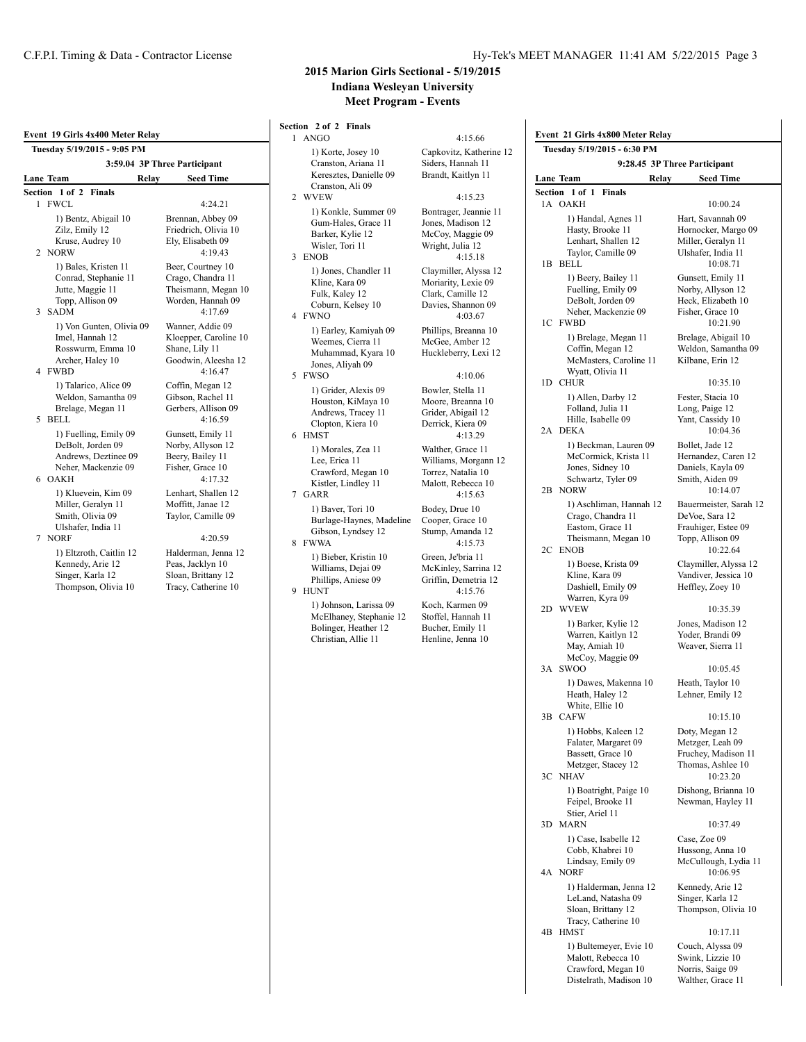## 2015 Marion Girls Sectional - 5/19/2015
### Indiana Wesleyan University
### Meet Program - Events

**Event 19 Girls 4x400 Meter Relay**

Tuesday 5/19/2015 - 9:05 PM

3:59.04 3P Three Participant

| Lane | Team | Relay | Seed Time |
|---|---|---|---|

**Section 1 of 2 Finals**

| Lane | Team | Relay | Seed Time |
|---|---|---|---|
| 1 | FWCL | | 4:24.21 |
| | 1) Bentz, Abigail 10 | Brennan, Abbey 09 | |
| | Zilz, Emily 12 | Friedrich, Olivia 10 | |
| | Kruse, Audrey 10 | Ely, Elisabeth 09 | |
| 2 | NORW | | 4:19.43 |
| | 1) Bales, Kristen 11 | Beer, Courtney 10 | |
| | Conrad, Stephanie 11 | Crago, Chandra 11 | |
| | Jutte, Maggie 11 | Theismann, Megan 10 | |
| | Topp, Allison 09 | Worden, Hannah 09 | |
| 3 | SADM | | 4:17.69 |
| | 1) Von Gunten, Olivia 09 | Wanner, Addie 09 | |
| | Imel, Hannah 12 | Kloepper, Caroline 10 | |
| | Rosswurm, Emma 10 | Shane, Lily 11 | |
| | Archer, Haley 10 | Goodwin, Aleesha 12 | |
| 4 | FWBD | | 4:16.47 |
| | 1) Talarico, Alice 09 | Coffin, Megan 12 | |
| | Weldon, Samantha 09 | Gibson, Rachel 11 | |
| | Brelage, Megan 11 | Gerbers, Allison 09 | |
| 5 | BELL | | 4:16.59 |
| | 1) Fuelling, Emily 09 | Gunsett, Emily 11 | |
| | DeBolt, Jorden 09 | Norby, Allyson 12 | |
| | Andrews, Deztinee 09 | Beery, Bailey 11 | |
| | Neher, Mackenzie 09 | Fisher, Grace 10 | |
| 6 | OAKH | | 4:17.32 |
| | 1) Kluevein, Kim 09 | Lenhart, Shallen 12 | |
| | Miller, Geralyn 11 | Moffitt, Janae 12 | |
| | Smith, Olivia 09 | Taylor, Camille 09 | |
| | Ulshafer, India 11 | | |
| 7 | NORF | | 4:20.59 |
| | 1) Eltzroth, Caitlin 12 | Halderman, Jenna 12 | |
| | Kennedy, Arie 12 | Peas, Jacklyn 10 | |
| | Singer, Karla 12 | Sloan, Brittany 12 | |
| | Thompson, Olivia 10 | Tracy, Catherine 10 | |

**Section 2 of 2 Finals**

| Lane | Team | Relay | Seed Time |
|---|---|---|---|
| 1 | ANGO | | 4:15.66 |
| | 1) Korte, Josey 10 | Capkovitz, Katherine 12 | |
| | Cranston, Ariana 11 | Siders, Hannah 11 | |
| | Keresztes, Danielle 09 | Brandt, Kaitlyn 11 | |
| | Cranston, Ali 09 | | |
| 2 | WVEW | | 4:15.23 |
| | 1) Konkle, Summer 09 | Bontrager, Jeannie 11 | |
| | Gum-Hales, Grace 11 | Jones, Madison 12 | |
| | Barker, Kylie 12 | McCoy, Maggie 09 | |
| | Wisler, Tori 11 | Wright, Julia 12 | |
| 3 | ENOB | | 4:15.18 |
| | 1) Jones, Chandler 11 | Claymiller, Alyssa 12 | |
| | Kline, Kara 09 | Moriarity, Lexie 09 | |
| | Fulk, Kaley 12 | Clark, Camille 12 | |
| | Coburn, Kelsey 10 | Davies, Shannon 09 | |
| 4 | FWNO | | 4:03.67 |
| | 1) Earley, Kamiyah 09 | Phillips, Breanna 10 | |
| | Weemes, Cierra 11 | McGee, Amber 12 | |
| | Muhammad, Kyara 10 | Huckleberry, Lexi 12 | |
| | Jones, Aliyah 09 | | |
| 5 | FWSO | | 4:10.06 |
| | 1) Grider, Alexis 09 | Bowler, Stella 11 | |
| | Houston, KiMaya 10 | Moore, Breanna 10 | |
| | Andrews, Tracey 11 | Grider, Abigail 12 | |
| | Clopton, Kiera 10 | Derrick, Kiera 09 | |
| 6 | HMST | | 4:13.29 |
| | 1) Morales, Zea 11 | Walther, Grace 11 | |
| | Lee, Erica 11 | Williams, Morgann 12 | |
| | Crawford, Megan 10 | Torrez, Natalia 10 | |
| | Kistler, Lindley 11 | Malott, Rebecca 10 | |
| 7 | GARR | | 4:15.63 |
| | 1) Baver, Tori 10 | Bodey, Drue 10 | |
| | Burlage-Haynes, Madeline | Cooper, Grace 10 | |
| | Gibson, Lyndsey 12 | Stump, Amanda 12 | |
| 8 | FWWA | | 4:15.73 |
| | 1) Bieber, Kristin 10 | Green, Je'bria 11 | |
| | Williams, Dejai 09 | McKinley, Sarrina 12 | |
| | Phillips, Aniese 09 | Griffin, Demetria 12 | |
| 9 | HUNT | | 4:15.76 |
| | 1) Johnson, Larissa 09 | Koch, Karmen 09 | |
| | McElhaney, Stephanie 12 | Stoffel, Hannah 11 | |
| | Bolinger, Heather 12 | Bucher, Emily 11 | |
| | Christian, Allie 11 | Henline, Jenna 10 | |

**Event 21 Girls 4x800 Meter Relay**

Tuesday 5/19/2015 - 6:30 PM

9:28.45 3P Three Participant

**Section 1 of 1 Finals**

| Lane | Team | Relay | Seed Time |
|---|---|---|---|
| 1A | OAKH | | 10:00.24 |
| | 1) Handal, Agnes 11 | Hart, Savannah 09 | |
| | Hasty, Brooke 11 | Hornocker, Margo 09 | |
| | Lenhart, Shallen 12 | Miller, Geralyn 11 | |
| | Taylor, Camille 09 | Ulshafer, India 11 | |
| 1B | BELL | | 10:08.71 |
| | 1) Beery, Bailey 11 | Gunsett, Emily 11 | |
| | Fuelling, Emily 09 | Norby, Allyson 12 | |
| | DeBolt, Jorden 09 | Heck, Elizabeth 10 | |
| | Neher, Mackenzie 09 | Fisher, Grace 10 | |
| 1C | FWBD | | 10:21.90 |
| | 1) Brelage, Megan 11 | Brelage, Abigail 10 | |
| | Coffin, Megan 12 | Weldon, Samantha 09 | |
| | McMasters, Caroline 11 | Kilbane, Erin 12 | |
| | Wyatt, Olivia 11 | | |
| 1D | CHUR | | 10:35.10 |
| | 1) Allen, Darby 12 | Fester, Stacia 10 | |
| | Folland, Julia 11 | Long, Paige 12 | |
| | Hille, Isabelle 09 | Yant, Cassidy 10 | |
| 2A | DEKA | | 10:04.36 |
| | 1) Beckman, Lauren 09 | Bollet, Jade 12 | |
| | McCormick, Krista 11 | Hernandez, Caren 12 | |
| | Jones, Sidney 10 | Daniels, Kayla 09 | |
| | Schwartz, Tyler 09 | Smith, Aiden 09 | |
| 2B | NORW | | 10:14.07 |
| | 1) Aschliman, Hannah 12 | Bauermeister, Sarah 12 | |
| | Crago, Chandra 11 | DeVoe, Sara 12 | |
| | Eastom, Grace 11 | Frauhiger, Estee 09 | |
| | Theismann, Megan 10 | Topp, Allison 09 | |
| 2C | ENOB | | 10:22.64 |
| | 1) Boese, Krista 09 | Claymiller, Alyssa 12 | |
| | Kline, Kara 09 | Vandiver, Jessica 10 | |
| | Dashiell, Emily 09 | Heffley, Zoey 10 | |
| | Warren, Kyra 09 | | |
| 2D | WVEW | | 10:35.39 |
| | 1) Barker, Kylie 12 | Jones, Madison 12 | |
| | Warren, Kaitlyn 12 | Yoder, Brandi 09 | |
| | May, Amiah 10 | Weaver, Sierra 11 | |
| | McCoy, Maggie 09 | | |
| 3A | SWOO | | 10:05.45 |
| | 1) Dawes, Makenna 10 | Heath, Taylor 10 | |
| | Heath, Haley 12 | Lehner, Emily 12 | |
| | White, Ellie 10 | | |
| 3B | CAFW | | 10:15.10 |
| | 1) Hobbs, Kaleen 12 | Doty, Megan 12 | |
| | Falater, Margaret 09 | Metzger, Leah 09 | |
| | Bassett, Grace 10 | Fruchey, Madison 11 | |
| | Metzger, Stacey 12 | Thomas, Ashlee 10 | |
| 3C | NHAV | | 10:23.20 |
| | 1) Boatright, Paige 10 | Dishong, Brianna 10 | |
| | Feipel, Brooke 11 | Newman, Hayley 11 | |
| | Stier, Ariel 11 | | |
| 3D | MARN | | 10:37.49 |
| | 1) Case, Isabelle 12 | Case, Zoe 09 | |
| | Cobb, Khabrei 10 | Hussong, Anna 10 | |
| | Lindsay, Emily 09 | McCullough, Lydia 11 | |
| 4A | NORF | | 10:06.95 |
| | 1) Halderman, Jenna 12 | Kennedy, Arie 12 | |
| | LeLand, Natasha 09 | Singer, Karla 12 | |
| | Sloan, Brittany 12 | Thompson, Olivia 10 | |
| | Tracy, Catherine 10 | | |
| 4B | HMST | | 10:17.11 |
| | 1) Bultemeyer, Evie 10 | Couch, Alyssa 09 | |
| | Malott, Rebecca 10 | Swink, Lizzie 10 | |
| | Crawford, Megan 10 | Norris, Saige 09 | |
| | Distelrath, Madison 10 | Walther, Grace 11 | |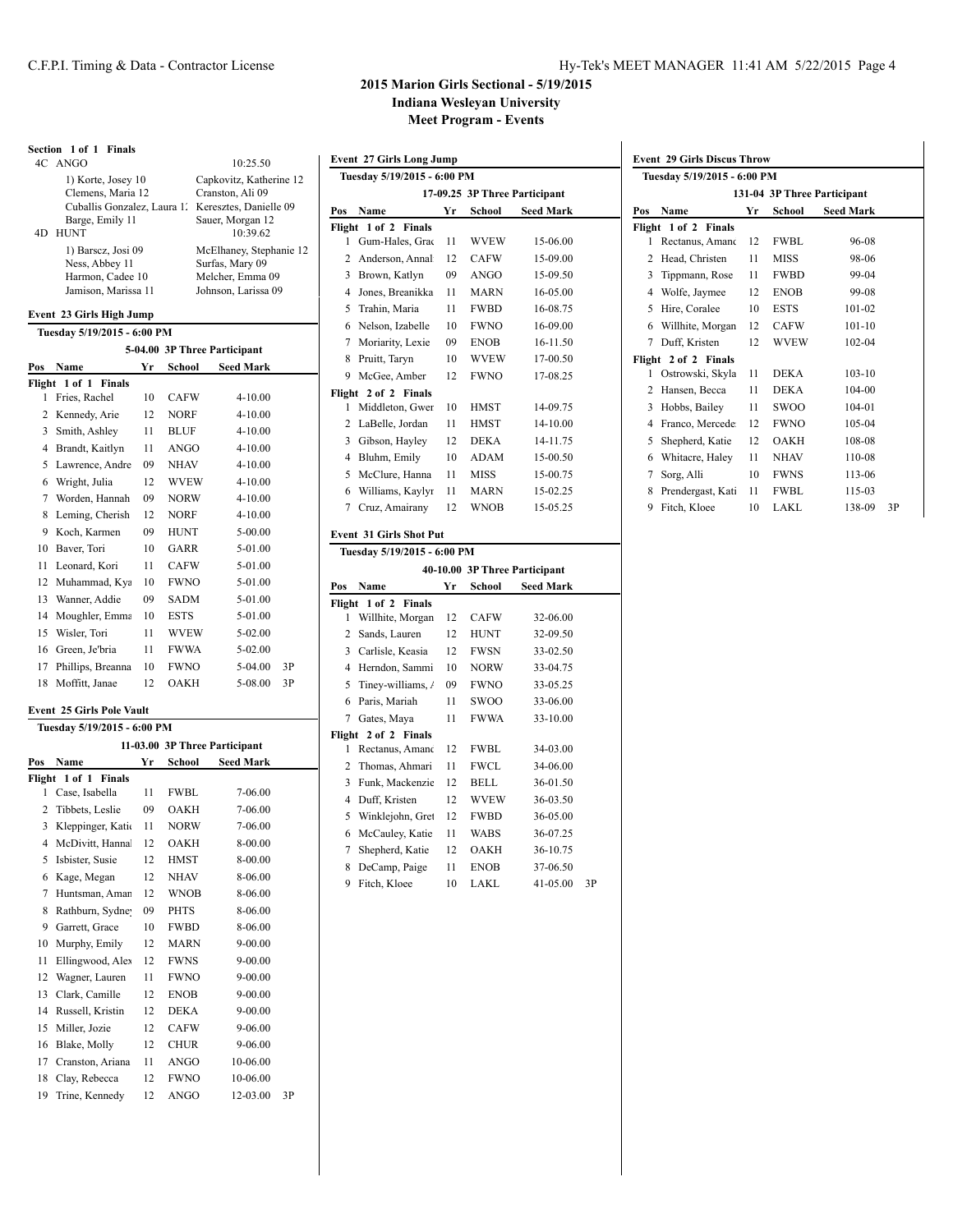## 2015 Marion Girls Sectional - 5/19/2015
## Indiana Wesleyan University
## Meet Program - Events

**Section 1 of 1 Finals**

4C ANGO — 10:25.50
1) Korte, Josey 10 — Capkovitz, Katherine 12
Clemens, Maria 12 — Cranston, Ali 09
Cuballis Gonzalez, Laura 1: — Keresztes, Danielle 09
Barge, Emily 11 — Sauer, Morgan 12

4D HUNT — 10:39.62
1) Barscz, Josi 09 — McElhaney, Stephanie 12
Ness, Abbey 11 — Surfas, Mary 09
Harmon, Cadee 10 — Melcher, Emma 09
Jamison, Marissa 11 — Johnson, Larissa 09

### Event 23 Girls High Jump

**Tuesday 5/19/2015 - 6:00 PM**

5-04.00 3P Three Participant

| Pos | Name | Yr | School | Seed Mark | |
|---|---|---|---|---|---|
| **Flight 1 of 1 Finals** | | | | | |
| 1 | Fries, Rachel | 10 | CAFW | 4-10.00 | |
| 2 | Kennedy, Arie | 12 | NORF | 4-10.00 | |
| 3 | Smith, Ashley | 11 | BLUF | 4-10.00 | |
| 4 | Brandt, Kaitlyn | 11 | ANGO | 4-10.00 | |
| 5 | Lawrence, Andre | 09 | NHAV | 4-10.00 | |
| 6 | Wright, Julia | 12 | WVEW | 4-10.00 | |
| 7 | Worden, Hannah | 09 | NORW | 4-10.00 | |
| 8 | Leming, Cherish | 12 | NORF | 4-10.00 | |
| 9 | Koch, Karmen | 09 | HUNT | 5-00.00 | |
| 10 | Baver, Tori | 10 | GARR | 5-01.00 | |
| 11 | Leonard, Kori | 11 | CAFW | 5-01.00 | |
| 12 | Muhammad, Kya | 10 | FWNO | 5-01.00 | |
| 13 | Wanner, Addie | 09 | SADM | 5-01.00 | |
| 14 | Moughler, Emma | 10 | ESTS | 5-01.00 | |
| 15 | Wisler, Tori | 11 | WVEW | 5-02.00 | |
| 16 | Green, Je'bria | 11 | FWWA | 5-02.00 | |
| 17 | Phillips, Breanna | 10 | FWNO | 5-04.00 | 3P |
| 18 | Moffitt, Janae | 12 | OAKH | 5-08.00 | 3P |

### Event 25 Girls Pole Vault

**Tuesday 5/19/2015 - 6:00 PM**

11-03.00 3P Three Participant

| Pos | Name | Yr | School | Seed Mark | |
|---|---|---|---|---|---|
| **Flight 1 of 1 Finals** | | | | | |
| 1 | Case, Isabella | 11 | FWBL | 7-06.00 | |
| 2 | Tibbets, Leslie | 09 | OAKH | 7-06.00 | |
| 3 | Kleppinger, Katie | 11 | NORW | 7-06.00 | |
| 4 | McDivitt, Hannal | 12 | OAKH | 8-00.00 | |
| 5 | Isbister, Susie | 12 | HMST | 8-00.00 | |
| 6 | Kage, Megan | 12 | NHAV | 8-06.00 | |
| 7 | Huntsman, Aman | 12 | WNOB | 8-06.00 | |
| 8 | Rathburn, Sydney | 09 | PHTS | 8-06.00 | |
| 9 | Garrett, Grace | 10 | FWBD | 8-06.00 | |
| 10 | Murphy, Emily | 12 | MARN | 9-00.00 | |
| 11 | Ellingwood, Alex | 12 | FWNS | 9-00.00 | |
| 12 | Wagner, Lauren | 11 | FWNO | 9-00.00 | |
| 13 | Clark, Camille | 12 | ENOB | 9-00.00 | |
| 14 | Russell, Kristin | 12 | DEKA | 9-00.00 | |
| 15 | Miller, Jozie | 12 | CAFW | 9-06.00 | |
| 16 | Blake, Molly | 12 | CHUR | 9-06.00 | |
| 17 | Cranston, Ariana | 11 | ANGO | 10-06.00 | |
| 18 | Clay, Rebecca | 12 | FWNO | 10-06.00 | |
| 19 | Trine, Kennedy | 12 | ANGO | 12-03.00 | 3P |

### Event 27 Girls Long Jump

**Tuesday 5/19/2015 - 6:00 PM**

17-09.25 3P Three Participant

| Pos | Name | Yr | School | Seed Mark | |
|---|---|---|---|---|---|
| **Flight 1 of 2 Finals** | | | | | |
| 1 | Gum-Hales, Grac | 11 | WVEW | 15-06.00 | |
| 2 | Anderson, Annal | 12 | CAFW | 15-09.00 | |
| 3 | Brown, Katlyn | 09 | ANGO | 15-09.50 | |
| 4 | Jones, Breanikka | 11 | MARN | 16-05.00 | |
| 5 | Trahin, Maria | 11 | FWBD | 16-08.75 | |
| 6 | Nelson, Izabelle | 10 | FWNO | 16-09.00 | |
| 7 | Moriarity, Lexie | 09 | ENOB | 16-11.50 | |
| 8 | Pruitt, Taryn | 10 | WVEW | 17-00.50 | |
| 9 | McGee, Amber | 12 | FWNO | 17-08.25 | |
| **Flight 2 of 2 Finals** | | | | | |
| 1 | Middleton, Gwer | 10 | HMST | 14-09.75 | |
| 2 | LaBelle, Jordan | 11 | HMST | 14-10.00 | |
| 3 | Gibson, Hayley | 12 | DEKA | 14-11.75 | |
| 4 | Bluhm, Emily | 10 | ADAM | 15-00.50 | |
| 5 | McClure, Hanna | 11 | MISS | 15-00.75 | |
| 6 | Williams, Kaylyr | 11 | MARN | 15-02.25 | |
| 7 | Cruz, Amairany | 12 | WNOB | 15-05.25 | |

### Event 31 Girls Shot Put

**Tuesday 5/19/2015 - 6:00 PM**

40-10.00 3P Three Participant

| Pos | Name | Yr | School | Seed Mark | |
|---|---|---|---|---|---|
| **Flight 1 of 2 Finals** | | | | | |
| 1 | Willhite, Morgan | 12 | CAFW | 32-06.00 | |
| 2 | Sands, Lauren | 12 | HUNT | 32-09.50 | |
| 3 | Carlisle, Keasia | 12 | FWSN | 33-02.50 | |
| 4 | Herndon, Sammi | 10 | NORW | 33-04.75 | |
| 5 | Tiney-williams, / | 09 | FWNO | 33-05.25 | |
| 6 | Paris, Mariah | 11 | SWOO | 33-06.00 | |
| 7 | Gates, Maya | 11 | FWWA | 33-10.00 | |
| **Flight 2 of 2 Finals** | | | | | |
| 1 | Rectanus, Amanc | 12 | FWBL | 34-03.00 | |
| 2 | Thomas, Ahmari | 11 | FWCL | 34-06.00 | |
| 3 | Funk, Mackenzie | 12 | BELL | 36-01.50 | |
| 4 | Duff, Kristen | 12 | WVEW | 36-03.50 | |
| 5 | Winklejohn, Gret | 12 | FWBD | 36-05.00 | |
| 6 | McCauley, Katie | 11 | WABS | 36-07.25 | |
| 7 | Shepherd, Katie | 12 | OAKH | 36-10.75 | |
| 8 | DeCamp, Paige | 11 | ENOB | 37-06.50 | |
| 9 | Fitch, Kloee | 10 | LAKL | 41-05.00 | 3P |

### Event 29 Girls Discus Throw

**Tuesday 5/19/2015 - 6:00 PM**

131-04 3P Three Participant

| Pos | Name | Yr | School | Seed Mark | |
|---|---|---|---|---|---|
| **Flight 1 of 2 Finals** | | | | | |
| 1 | Rectanus, Amanc | 12 | FWBL | 96-08 | |
| 2 | Head, Christen | 11 | MISS | 98-06 | |
| 3 | Tippmann, Rose | 11 | FWBD | 99-04 | |
| 4 | Wolfe, Jaymee | 12 | ENOB | 99-08 | |
| 5 | Hire, Coralee | 10 | ESTS | 101-02 | |
| 6 | Willhite, Morgan | 12 | CAFW | 101-10 | |
| 7 | Duff, Kristen | 12 | WVEW | 102-04 | |
| **Flight 2 of 2 Finals** | | | | | |
| 1 | Ostrowski, Skyla | 11 | DEKA | 103-10 | |
| 2 | Hansen, Becca | 11 | DEKA | 104-00 | |
| 3 | Hobbs, Bailey | 11 | SWOO | 104-01 | |
| 4 | Franco, Mercede | 12 | FWNO | 105-04 | |
| 5 | Shepherd, Katie | 12 | OAKH | 108-08 | |
| 6 | Whitacre, Haley | 11 | NHAV | 110-08 | |
| 7 | Sorg, Alli | 10 | FWNS | 113-06 | |
| 8 | Prendergast, Kati | 11 | FWBL | 115-03 | |
| 9 | Fitch, Kloee | 10 | LAKL | 138-09 | 3P |